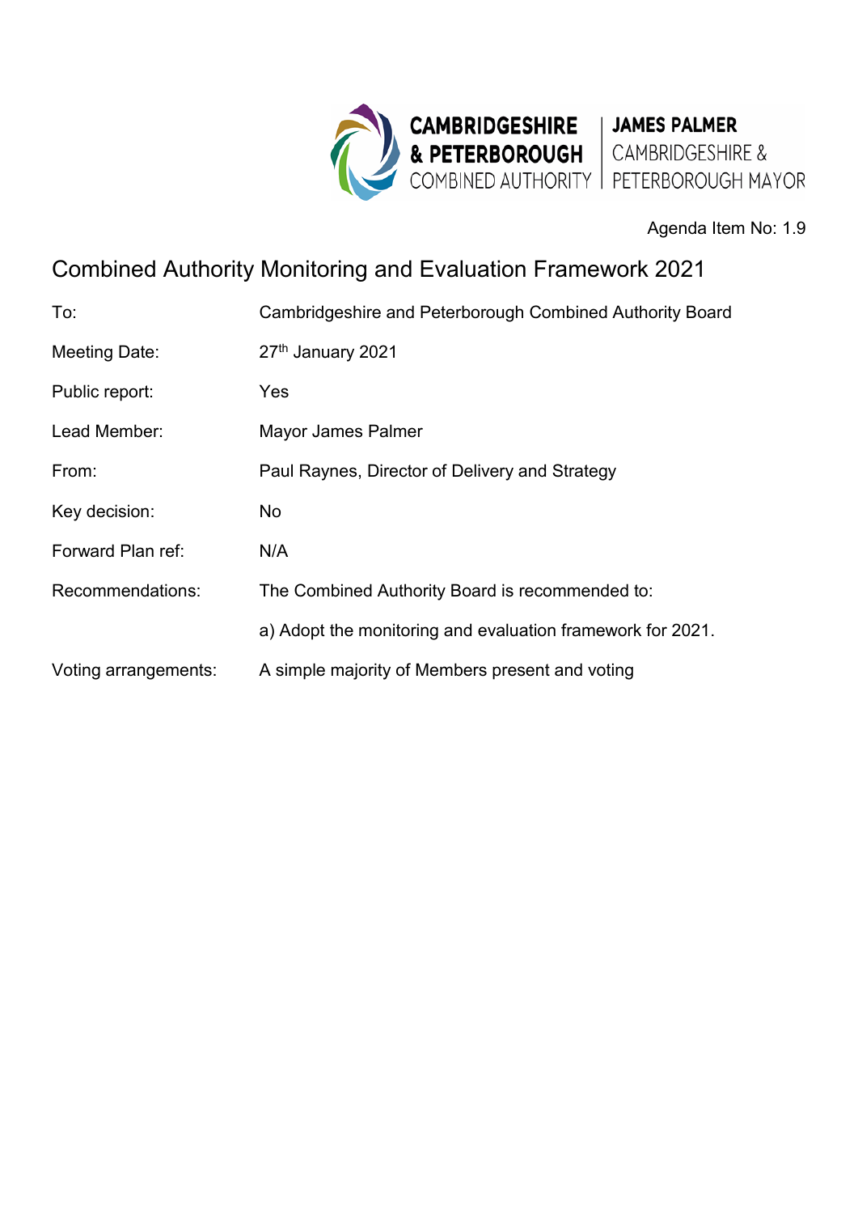CAMBRIDGESHIRE & PETERBOROUGH COMBINED AUTHORITY | JAMES PALMER CAMBRIDGESHIRE & PETERBOROUGH MAYOR

Agenda Item No: 1.9

# Combined Authority Monitoring and Evaluation Framework 2021

| | |
|---|---|
| To: | Cambridgeshire and Peterborough Combined Authority Board |
| Meeting Date: | 27th January 2021 |
| Public report: | Yes |
| Lead Member: | Mayor James Palmer |
| From: | Paul Raynes, Director of Delivery and Strategy |
| Key decision: | No |
| Forward Plan ref: | N/A |
| Recommendations: | The Combined Authority Board is recommended to: |
| | a) Adopt the monitoring and evaluation framework for 2021. |
| Voting arrangements: | A simple majority of Members present and voting |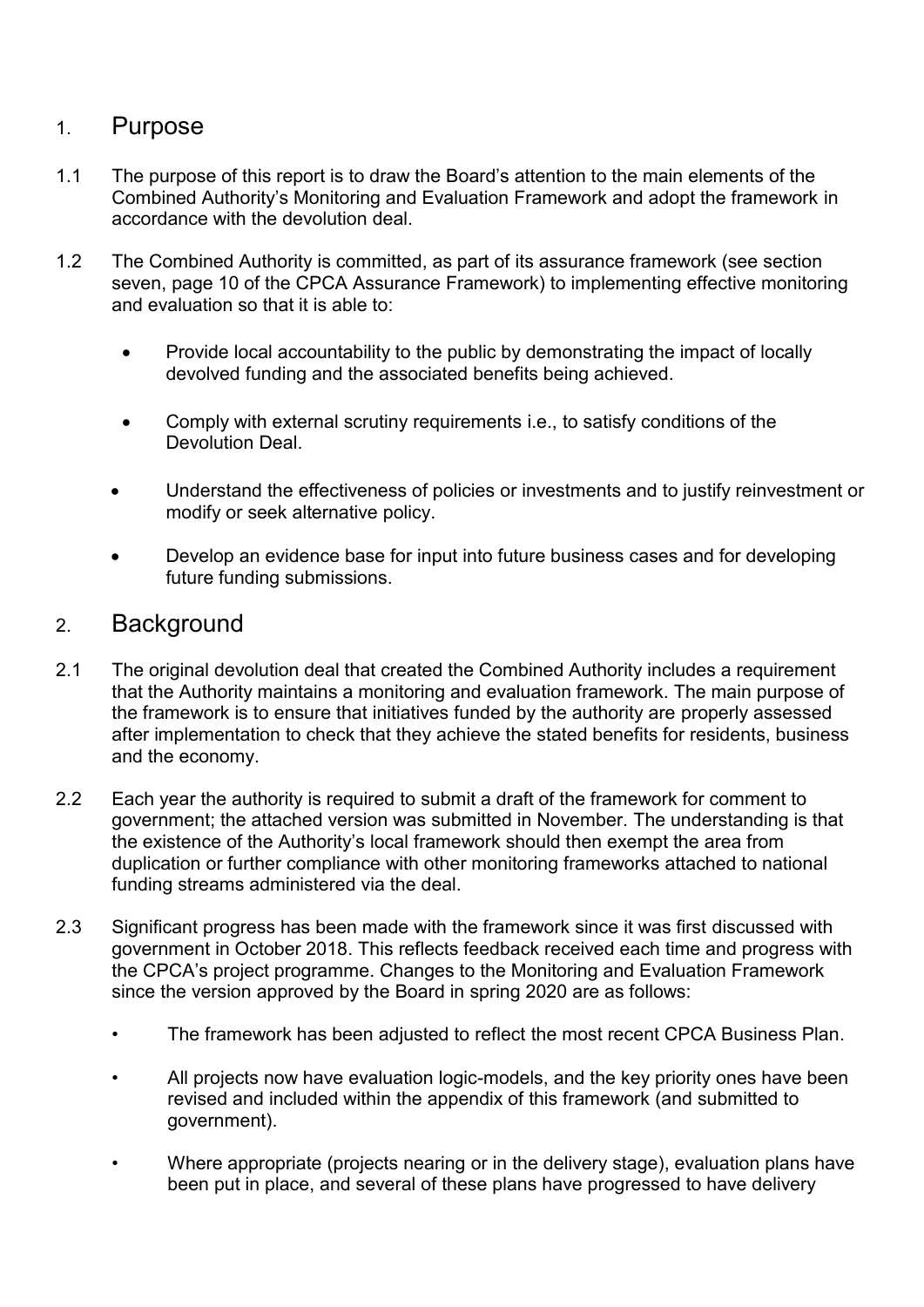## 1. Purpose

1.1 The purpose of this report is to draw the Board's attention to the main elements of the Combined Authority's Monitoring and Evaluation Framework and adopt the framework in accordance with the devolution deal.

1.2 The Combined Authority is committed, as part of its assurance framework (see section seven, page 10 of the CPCA Assurance Framework) to implementing effective monitoring and evaluation so that it is able to:

- Provide local accountability to the public by demonstrating the impact of locally devolved funding and the associated benefits being achieved.
- Comply with external scrutiny requirements i.e., to satisfy conditions of the Devolution Deal.
- Understand the effectiveness of policies or investments and to justify reinvestment or modify or seek alternative policy.
- Develop an evidence base for input into future business cases and for developing future funding submissions.

## 2. Background

2.1 The original devolution deal that created the Combined Authority includes a requirement that the Authority maintains a monitoring and evaluation framework. The main purpose of the framework is to ensure that initiatives funded by the authority are properly assessed after implementation to check that they achieve the stated benefits for residents, business and the economy.

2.2 Each year the authority is required to submit a draft of the framework for comment to government; the attached version was submitted in November. The understanding is that the existence of the Authority's local framework should then exempt the area from duplication or further compliance with other monitoring frameworks attached to national funding streams administered via the deal.

2.3 Significant progress has been made with the framework since it was first discussed with government in October 2018. This reflects feedback received each time and progress with the CPCA's project programme. Changes to the Monitoring and Evaluation Framework since the version approved by the Board in spring 2020 are as follows:

- The framework has been adjusted to reflect the most recent CPCA Business Plan.
- All projects now have evaluation logic-models, and the key priority ones have been revised and included within the appendix of this framework (and submitted to government).
- Where appropriate (projects nearing or in the delivery stage), evaluation plans have been put in place, and several of these plans have progressed to have delivery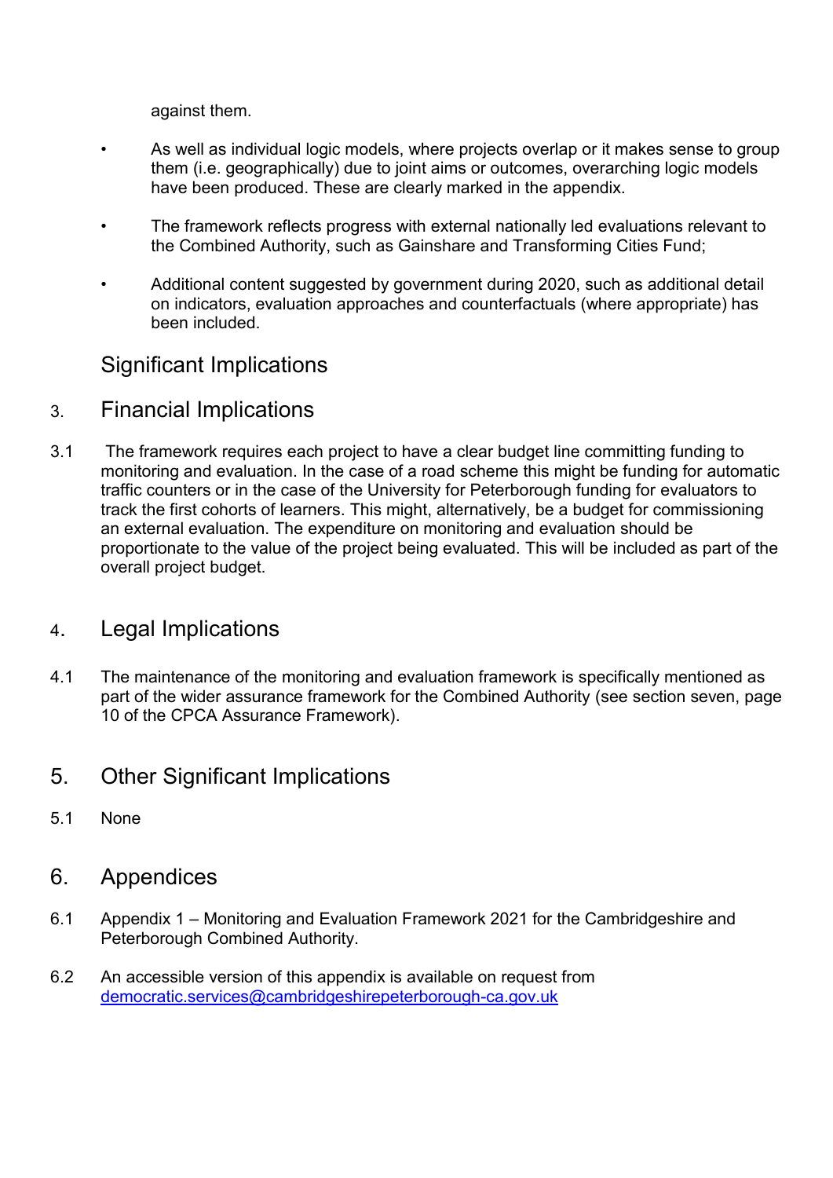against them.

- As well as individual logic models, where projects overlap or it makes sense to group them (i.e. geographically) due to joint aims or outcomes, overarching logic models have been produced. These are clearly marked in the appendix.

- The framework reflects progress with external nationally led evaluations relevant to the Combined Authority, such as Gainshare and Transforming Cities Fund;

- Additional content suggested by government during 2020, such as additional detail on indicators, evaluation approaches and counterfactuals (where appropriate) has been included.

## Significant Implications

## 3. Financial Implications

3.1 The framework requires each project to have a clear budget line committing funding to monitoring and evaluation. In the case of a road scheme this might be funding for automatic traffic counters or in the case of the University for Peterborough funding for evaluators to track the first cohorts of learners. This might, alternatively, be a budget for commissioning an external evaluation. The expenditure on monitoring and evaluation should be proportionate to the value of the project being evaluated. This will be included as part of the overall project budget.

## 4. Legal Implications

4.1 The maintenance of the monitoring and evaluation framework is specifically mentioned as part of the wider assurance framework for the Combined Authority (see section seven, page 10 of the CPCA Assurance Framework).

## 5. Other Significant Implications

5.1 None

## 6. Appendices

6.1 Appendix 1 – Monitoring and Evaluation Framework 2021 for the Cambridgeshire and Peterborough Combined Authority.

6.2 An accessible version of this appendix is available on request from democratic.services@cambridgeshirepeterborough-ca.gov.uk